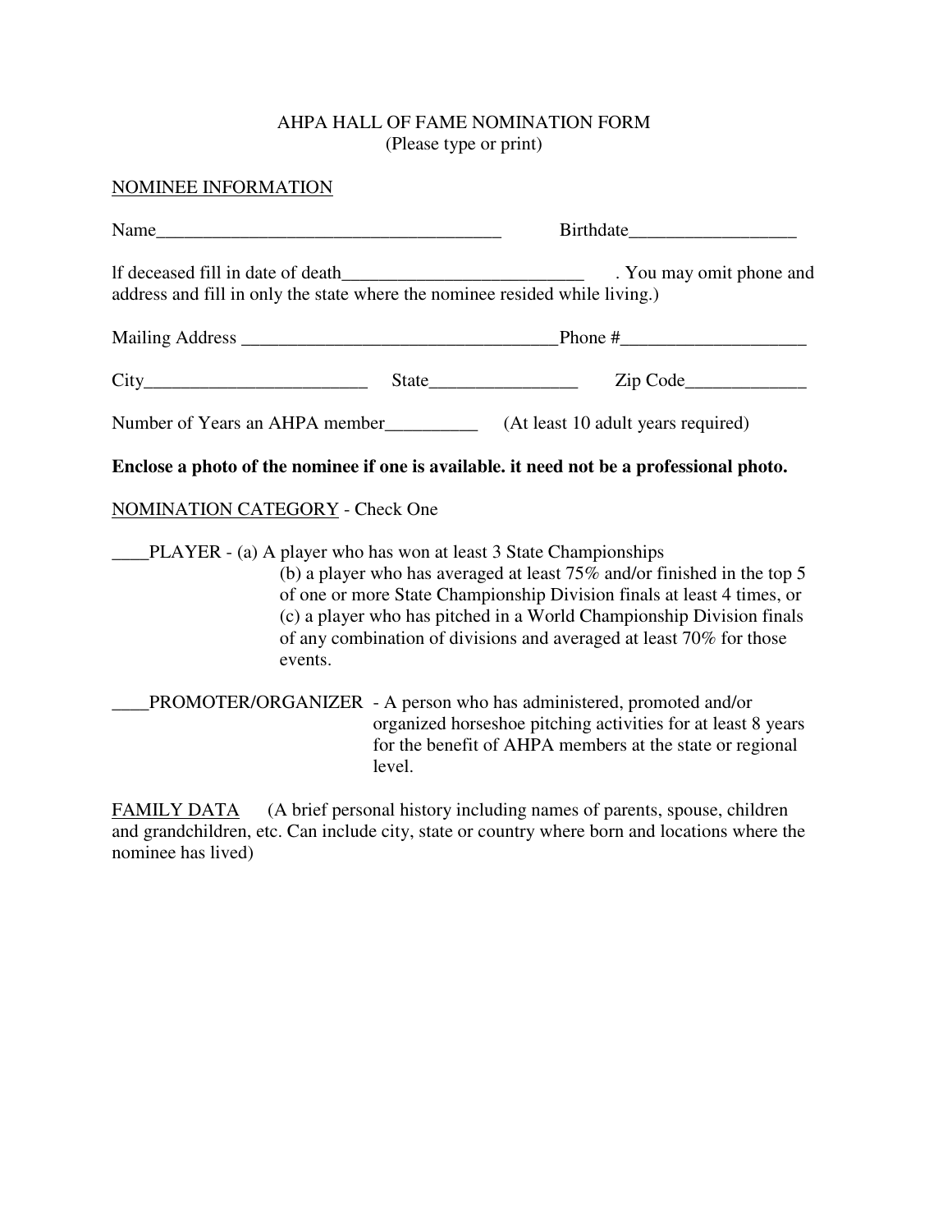AHPA HALL OF FAME NOMINATION FORM
(Please type or print)

NOMINEE INFORMATION

Name_____________________________________ Birthdate_________________

lf deceased fill in date of death_________________________ . You may omit phone and address and fill in only the state where the nominee resided while living.)

Mailing Address _________________________________Phone #___________________

City_______________________ State_______________ Zip Code____________

Number of Years an AHPA member_________ (At least 10 adult years required)

**Enclose a photo of the nominee if one is available. it need not be a professional photo.**

NOMINATION CATEGORY - Check One

____PLAYER - (a) A player who has won at least 3 State Championships
(b) a player who has averaged at least 75% and/or finished in the top 5 of one or more State Championship Division finals at least 4 times, or
(c) a player who has pitched in a World Championship Division finals of any combination of divisions and averaged at least 70% for those events.

____PROMOTER/ORGANIZER - A person who has administered, promoted and/or organized horseshoe pitching activities for at least 8 years for the benefit of AHPA members at the state or regional level.

FAMILY DATA (A brief personal history including names of parents, spouse, children and grandchildren, etc. Can include city, state or country where born and locations where the nominee has lived)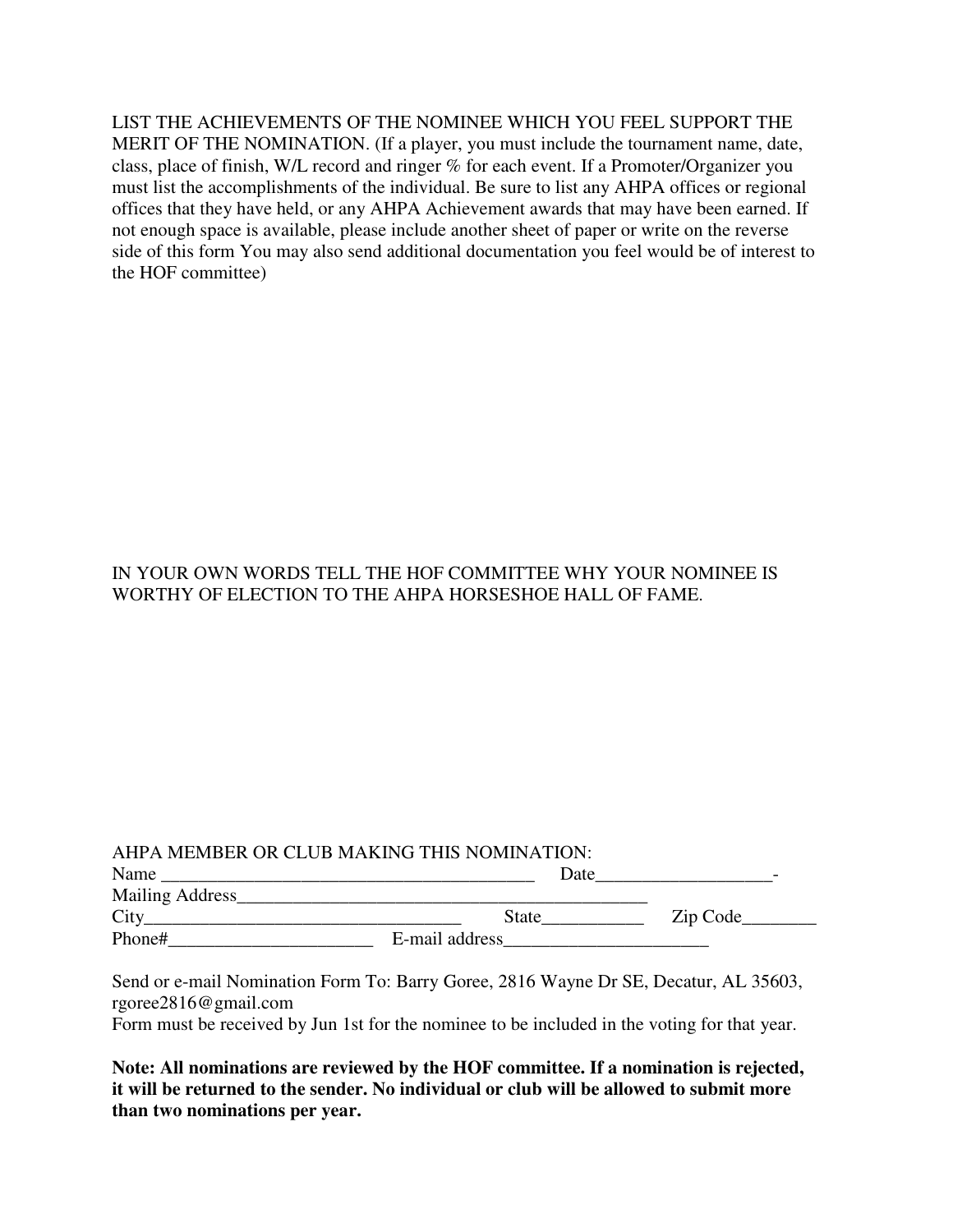LIST THE ACHIEVEMENTS OF THE NOMINEE WHICH YOU FEEL SUPPORT THE MERIT OF THE NOMINATION. (If a player, you must include the tournament name, date, class, place of finish, W/L record and ringer % for each event. If a Promoter/Organizer you must list the accomplishments of the individual. Be sure to list any AHPA offices or regional offices that they have held, or any AHPA Achievement awards that may have been earned. If not enough space is available, please include another sheet of paper or write on the reverse side of this form You may also send additional documentation you feel would be of interest to the HOF committee)

IN YOUR OWN WORDS TELL THE HOF COMMITTEE WHY YOUR NOMINEE IS WORTHY OF ELECTION TO THE AHPA HORSESHOE HALL OF FAME.

AHPA MEMBER OR CLUB MAKING THIS NOMINATION:

Name ________________________________________ Date___________________-

Mailing Address_______________________________________________

City_________________________________ State___________ Zip Code________

Phone#______________________ E-mail address______________________

Send or e-mail Nomination Form To: Barry Goree, 2816 Wayne Dr SE, Decatur, AL 35603, rgoree2816@gmail.com

Form must be received by Jun 1st for the nominee to be included in the voting for that year.

**Note: All nominations are reviewed by the HOF committee. If a nomination is rejected, it will be returned to the sender. No individual or club will be allowed to submit more than two nominations per year.**